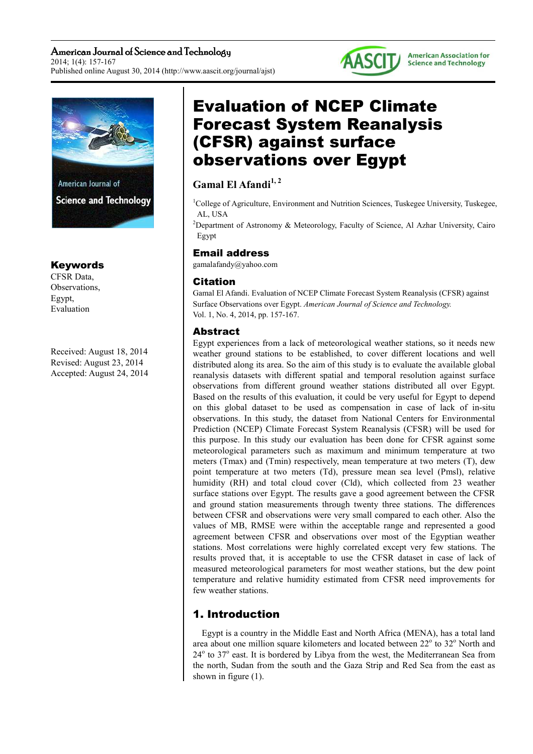# Evaluation of NCEP Climate Forecast System Reanalysis (CFSR) against surface observations over Egypt

**Gamal El Afandi**[1, 2]

[1]College of Agriculture, Environment and Nutrition Sciences, Tuskegee University, Tuskegee, AL, USA

[2]Department of Astronomy & Meteorology, Faculty of Science, Al Azhar University, Cairo Egypt

## Email address

gamalafandy@yahoo.com

## Citation

Gamal El Afandi. Evaluation of NCEP Climate Forecast System Reanalysis (CFSR) against Surface Observations over Egypt. *American Journal of Science and Technology.* Vol. 1, No. 4, 2014, pp. 157-167.

## Keywords

CFSR Data,
Observations,
Egypt,
Evaluation

Received: August 18, 2014
Revised: August 23, 2014
Accepted: August 24, 2014

## Abstract

Egypt experiences from a lack of meteorological weather stations, so it needs new weather ground stations to be established, to cover different locations and well distributed along its area. So the aim of this study is to evaluate the available global reanalysis datasets with different spatial and temporal resolution against surface observations from different ground weather stations distributed all over Egypt. Based on the results of this evaluation, it could be very useful for Egypt to depend on this global dataset to be used as compensation in case of lack of in-situ observations. In this study, the dataset from National Centers for Environmental Prediction (NCEP) Climate Forecast System Reanalysis (CFSR) will be used for this purpose. In this study our evaluation has been done for CFSR against some meteorological parameters such as maximum and minimum temperature at two meters (Tmax) and (Tmin) respectively, mean temperature at two meters (T), dew point temperature at two meters (Td), pressure mean sea level (Pmsl), relative humidity (RH) and total cloud cover (Cld), which collected from 23 weather surface stations over Egypt. The results gave a good agreement between the CFSR and ground station measurements through twenty three stations. The differences between CFSR and observations were very small compared to each other. Also the values of MB, RMSE were within the acceptable range and represented a good agreement between CFSR and observations over most of the Egyptian weather stations. Most correlations were highly correlated except very few stations. The results proved that, it is acceptable to use the CFSR dataset in case of lack of measured meteorological parameters for most weather stations, but the dew point temperature and relative humidity estimated from CFSR need improvements for few weather stations.

## 1. Introduction

Egypt is a country in the Middle East and North Africa (MENA), has a total land area about one million square kilometers and located between 22$^{o}$ to 32$^{o}$ North and 24$^{o}$ to 37$^{o}$ east. It is bordered by Libya from the west, the Mediterranean Sea from the north, Sudan from the south and the Gaza Strip and Red Sea from the east as shown in figure (1).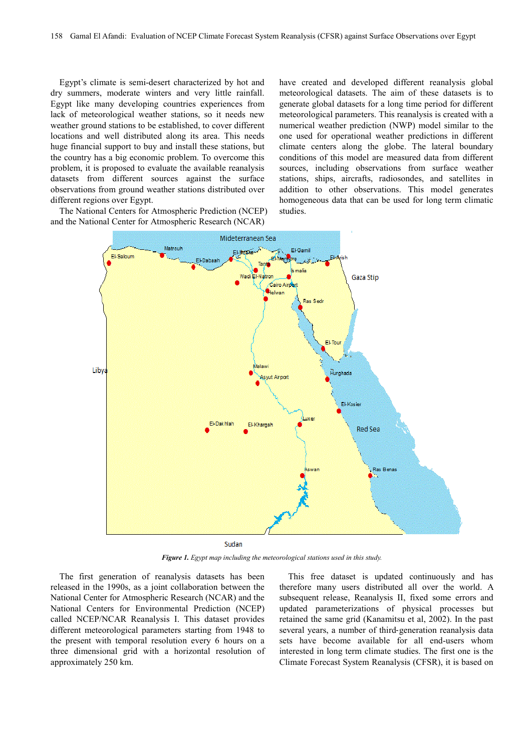Egypt's climate is semi-desert characterized by hot and dry summers, moderate winters and very little rainfall. Egypt like many developing countries experiences from lack of meteorological weather stations, so it needs new weather ground stations to be established, to cover different locations and well distributed along its area. This needs huge financial support to buy and install these stations, but the country has a big economic problem. To overcome this problem, it is proposed to evaluate the available reanalysis datasets from different sources against the surface observations from ground weather stations distributed over different regions over Egypt.

The National Centers for Atmospheric Prediction (NCEP) and the National Center for Atmospheric Research (NCAR) have created and developed different reanalysis global meteorological datasets. The aim of these datasets is to generate global datasets for a long time period for different meteorological parameters. This reanalysis is created with a numerical weather prediction (NWP) model similar to the one used for operational weather predictions in different climate centers along the globe. The lateral boundary conditions of this model are measured data from different sources, including observations from surface weather stations, ships, aircrafts, radiosondes, and satellites in addition to other observations. This model generates homogeneous data that can be used for long term climatic studies.

*Figure 1. Egypt map including the meteorological stations used in this study.*

The first generation of reanalysis datasets has been released in the 1990s, as a joint collaboration between the National Center for Atmospheric Research (NCAR) and the National Centers for Environmental Prediction (NCEP) called NCEP/NCAR Reanalysis I. This dataset provides different meteorological parameters starting from 1948 to the present with temporal resolution every 6 hours on a three dimensional grid with a horizontal resolution of approximately 250 km.

This free dataset is updated continuously and has therefore many users distributed all over the world. A subsequent release, Reanalysis II, fixed some errors and updated parameterizations of physical processes but retained the same grid (Kanamitsu et al, 2002). In the past several years, a number of third-generation reanalysis data sets have become available for all end-users whom interested in long term climate studies. The first one is the Climate Forecast System Reanalysis (CFSR), it is based on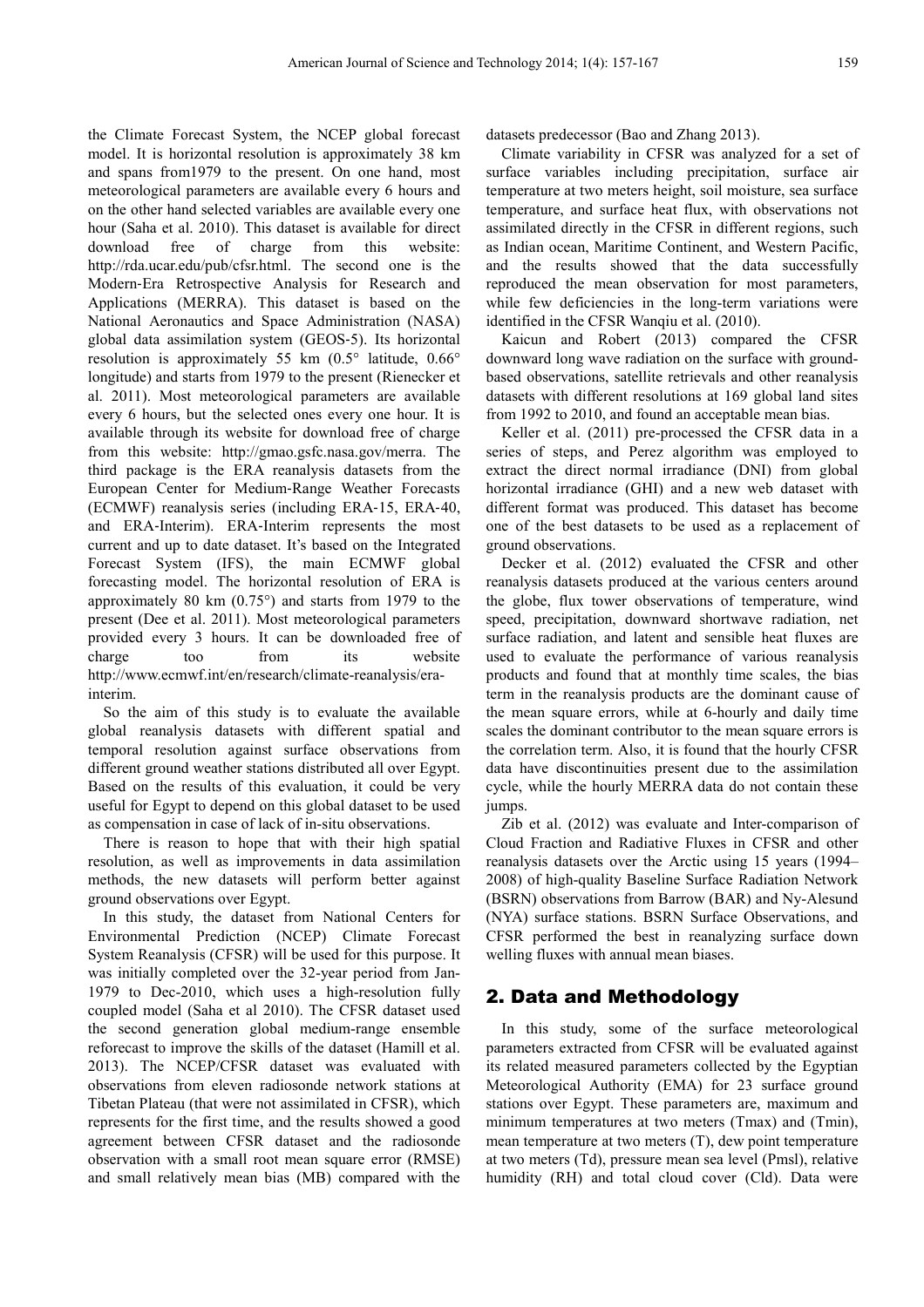the Climate Forecast System, the NCEP global forecast model. It is horizontal resolution is approximately 38 km and spans from1979 to the present. On one hand, most meteorological parameters are available every 6 hours and on the other hand selected variables are available every one hour (Saha et al. 2010). This dataset is available for direct download free of charge from this website: http://rda.ucar.edu/pub/cfsr.html. The second one is the Modern-Era Retrospective Analysis for Research and Applications (MERRA). This dataset is based on the National Aeronautics and Space Administration (NASA) global data assimilation system (GEOS-5). Its horizontal resolution is approximately 55 km (0.5° latitude, 0.66° longitude) and starts from 1979 to the present (Rienecker et al. 2011). Most meteorological parameters are available every 6 hours, but the selected ones every one hour. It is available through its website for download free of charge from this website: http://gmao.gsfc.nasa.gov/merra. The third package is the ERA reanalysis datasets from the European Center for Medium-Range Weather Forecasts (ECMWF) reanalysis series (including ERA-15, ERA-40, and ERA-Interim). ERA-Interim represents the most current and up to date dataset. It's based on the Integrated Forecast System (IFS), the main ECMWF global forecasting model. The horizontal resolution of ERA is approximately 80 km (0.75°) and starts from 1979 to the present (Dee et al. 2011). Most meteorological parameters provided every 3 hours. It can be downloaded free of charge too from its website http://www.ecmwf.int/en/research/climate-reanalysis/era-interim.

So the aim of this study is to evaluate the available global reanalysis datasets with different spatial and temporal resolution against surface observations from different ground weather stations distributed all over Egypt. Based on the results of this evaluation, it could be very useful for Egypt to depend on this global dataset to be used as compensation in case of lack of in-situ observations.

There is reason to hope that with their high spatial resolution, as well as improvements in data assimilation methods, the new datasets will perform better against ground observations over Egypt.

In this study, the dataset from National Centers for Environmental Prediction (NCEP) Climate Forecast System Reanalysis (CFSR) will be used for this purpose. It was initially completed over the 32-year period from Jan-1979 to Dec-2010, which uses a high-resolution fully coupled model (Saha et al 2010). The CFSR dataset used the second generation global medium-range ensemble reforecast to improve the skills of the dataset (Hamill et al. 2013). The NCEP/CFSR dataset was evaluated with observations from eleven radiosonde network stations at Tibetan Plateau (that were not assimilated in CFSR), which represents for the first time, and the results showed a good agreement between CFSR dataset and the radiosonde observation with a small root mean square error (RMSE) and small relatively mean bias (MB) compared with the datasets predecessor (Bao and Zhang 2013).

Climate variability in CFSR was analyzed for a set of surface variables including precipitation, surface air temperature at two meters height, soil moisture, sea surface temperature, and surface heat flux, with observations not assimilated directly in the CFSR in different regions, such as Indian ocean, Maritime Continent, and Western Pacific, and the results showed that the data successfully reproduced the mean observation for most parameters, while few deficiencies in the long-term variations were identified in the CFSR Wanqiu et al. (2010).

Kaicun and Robert (2013) compared the CFSR downward long wave radiation on the surface with ground-based observations, satellite retrievals and other reanalysis datasets with different resolutions at 169 global land sites from 1992 to 2010, and found an acceptable mean bias.

Keller et al. (2011) pre-processed the CFSR data in a series of steps, and Perez algorithm was employed to extract the direct normal irradiance (DNI) from global horizontal irradiance (GHI) and a new web dataset with different format was produced. This dataset has become one of the best datasets to be used as a replacement of ground observations.

Decker et al. (2012) evaluated the CFSR and other reanalysis datasets produced at the various centers around the globe, flux tower observations of temperature, wind speed, precipitation, downward shortwave radiation, net surface radiation, and latent and sensible heat fluxes are used to evaluate the performance of various reanalysis products and found that at monthly time scales, the bias term in the reanalysis products are the dominant cause of the mean square errors, while at 6-hourly and daily time scales the dominant contributor to the mean square errors is the correlation term. Also, it is found that the hourly CFSR data have discontinuities present due to the assimilation cycle, while the hourly MERRA data do not contain these jumps.

Zib et al. (2012) was evaluate and Inter-comparison of Cloud Fraction and Radiative Fluxes in CFSR and other reanalysis datasets over the Arctic using 15 years (1994–2008) of high-quality Baseline Surface Radiation Network (BSRN) observations from Barrow (BAR) and Ny-Alesund (NYA) surface stations. BSRN Surface Observations, and CFSR performed the best in reanalyzing surface down welling fluxes with annual mean biases.

## 2. Data and Methodology

In this study, some of the surface meteorological parameters extracted from CFSR will be evaluated against its related measured parameters collected by the Egyptian Meteorological Authority (EMA) for 23 surface ground stations over Egypt. These parameters are, maximum and minimum temperatures at two meters (Tmax) and (Tmin), mean temperature at two meters (T), dew point temperature at two meters (Td), pressure mean sea level (Pmsl), relative humidity (RH) and total cloud cover (Cld). Data were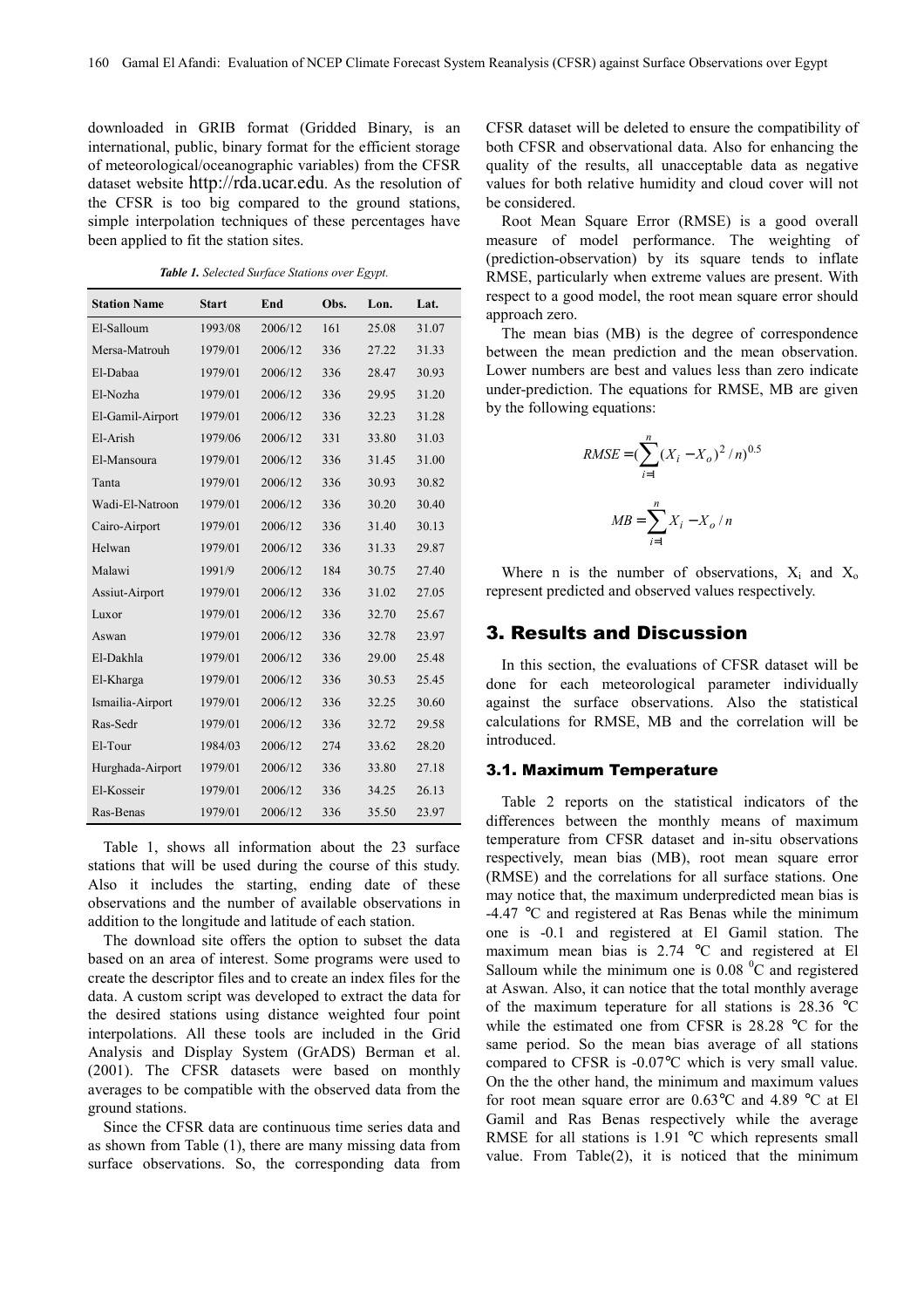downloaded in GRIB format (Gridded Binary, is an international, public, binary format for the efficient storage of meteorological/oceanographic variables) from the CFSR dataset website http://rda.ucar.edu. As the resolution of the CFSR is too big compared to the ground stations, simple interpolation techniques of these percentages have been applied to fit the station sites.

***Table 1.*** *Selected Surface Stations over Egypt.*

| Station Name | Start | End | Obs. | Lon. | Lat. |
|---|---|---|---|---|---|
| El-Salloum | 1993/08 | 2006/12 | 161 | 25.08 | 31.07 |
| Mersa-Matrouh | 1979/01 | 2006/12 | 336 | 27.22 | 31.33 |
| El-Dabaa | 1979/01 | 2006/12 | 336 | 28.47 | 30.93 |
| El-Nozha | 1979/01 | 2006/12 | 336 | 29.95 | 31.20 |
| El-Gamil-Airport | 1979/01 | 2006/12 | 336 | 32.23 | 31.28 |
| El-Arish | 1979/06 | 2006/12 | 331 | 33.80 | 31.03 |
| El-Mansoura | 1979/01 | 2006/12 | 336 | 31.45 | 31.00 |
| Tanta | 1979/01 | 2006/12 | 336 | 30.93 | 30.82 |
| Wadi-El-Natroon | 1979/01 | 2006/12 | 336 | 30.20 | 30.40 |
| Cairo-Airport | 1979/01 | 2006/12 | 336 | 31.40 | 30.13 |
| Helwan | 1979/01 | 2006/12 | 336 | 31.33 | 29.87 |
| Malawi | 1991/9 | 2006/12 | 184 | 30.75 | 27.40 |
| Assiut-Airport | 1979/01 | 2006/12 | 336 | 31.02 | 27.05 |
| Luxor | 1979/01 | 2006/12 | 336 | 32.70 | 25.67 |
| Aswan | 1979/01 | 2006/12 | 336 | 32.78 | 23.97 |
| El-Dakhla | 1979/01 | 2006/12 | 336 | 29.00 | 25.48 |
| El-Kharga | 1979/01 | 2006/12 | 336 | 30.53 | 25.45 |
| Ismailia-Airport | 1979/01 | 2006/12 | 336 | 32.25 | 30.60 |
| Ras-Sedr | 1979/01 | 2006/12 | 336 | 32.72 | 29.58 |
| El-Tour | 1984/03 | 2006/12 | 274 | 33.62 | 28.20 |
| Hurghada-Airport | 1979/01 | 2006/12 | 336 | 33.80 | 27.18 |
| El-Kosseir | 1979/01 | 2006/12 | 336 | 34.25 | 26.13 |
| Ras-Benas | 1979/01 | 2006/12 | 336 | 35.50 | 23.97 |

Table 1, shows all information about the 23 surface stations that will be used during the course of this study. Also it includes the starting, ending date of these observations and the number of available observations in addition to the longitude and latitude of each station.

The download site offers the option to subset the data based on an area of interest. Some programs were used to create the descriptor files and to create an index files for the data. A custom script was developed to extract the data for the desired stations using distance weighted four point interpolations. All these tools are included in the Grid Analysis and Display System (GrADS) Berman et al. (2001). The CFSR datasets were based on monthly averages to be compatible with the observed data from the ground stations.

Since the CFSR data are continuous time series data and as shown from Table (1), there are many missing data from surface observations. So, the corresponding data from CFSR dataset will be deleted to ensure the compatibility of both CFSR and observational data. Also for enhancing the quality of the results, all unacceptable data as negative values for both relative humidity and cloud cover will not be considered.

Root Mean Square Error (RMSE) is a good overall measure of model performance. The weighting of (prediction-observation) by its square tends to inflate RMSE, particularly when extreme values are present. With respect to a good model, the root mean square error should approach zero.

The mean bias (MB) is the degree of correspondence between the mean prediction and the mean observation. Lower numbers are best and values less than zero indicate under-prediction. The equations for RMSE, MB are given by the following equations:

$$RMSE = (\sum_{i=1}^{n} (X_i - X_o)^2 / n)^{0.5}$$

$$MB = \sum_{i=1}^{n} X_i - X_o / n$$

Where n is the number of observations, $X_i$ and $X_o$ represent predicted and observed values respectively.

## 3. Results and Discussion

In this section, the evaluations of CFSR dataset will be done for each meteorological parameter individually against the surface observations. Also the statistical calculations for RMSE, MB and the correlation will be introduced.

### 3.1. Maximum Temperature

Table 2 reports on the statistical indicators of the differences between the monthly means of maximum temperature from CFSR dataset and in-situ observations respectively, mean bias (MB), root mean square error (RMSE) and the correlations for all surface stations. One may notice that, the maximum underpredicted mean bias is -4.47 ℃ and registered at Ras Benas while the minimum one is -0.1 and registered at El Gamil station. The maximum mean bias is 2.74 ℃ and registered at El Salloum while the minimum one is 0.08 $^0$C and registered at Aswan. Also, it can notice that the total monthly average of the maximum teperature for all stations is 28.36 ℃ while the estimated one from CFSR is 28.28 ℃ for the same period. So the mean bias average of all stations compared to CFSR is -0.07℃ which is very small value. On the the other hand, the minimum and maximum values for root mean square error are 0.63℃ and 4.89 ℃ at El Gamil and Ras Benas respectively while the average RMSE for all stations is 1.91 ℃ which represents small value. From Table(2), it is noticed that the minimum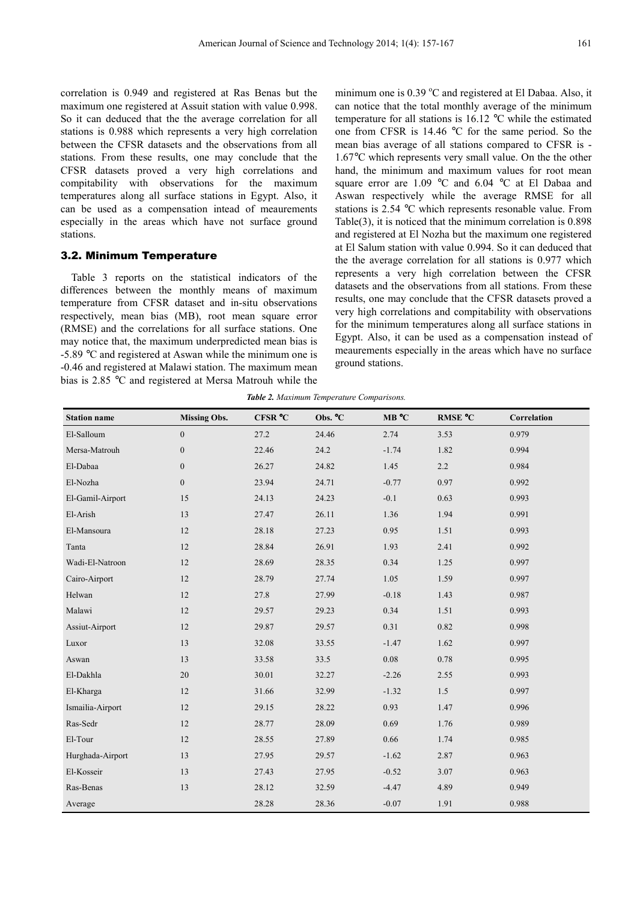correlation is 0.949 and registered at Ras Benas but the maximum one registered at Assuit station with value 0.998. So it can deduced that the the average correlation for all stations is 0.988 which represents a very high correlation between the CFSR datasets and the observations from all stations. From these results, one may conclude that the CFSR datasets proved a very high correlations and compitability with observations for the maximum temperatures along all surface stations in Egypt. Also, it can be used as a compensation intead of meaurements especially in the areas which have not surface ground stations.

### 3.2. Minimum Temperature

Table 3 reports on the statistical indicators of the differences between the monthly means of maximum temperature from CFSR dataset and in-situ observations respectively, mean bias (MB), root mean square error (RMSE) and the correlations for all surface stations. One may notice that, the maximum underpredicted mean bias is -5.89 ℃ and registered at Aswan while the minimum one is -0.46 and registered at Malawi station. The maximum mean bias is 2.85 ℃ and registered at Mersa Matrouh while the minimum one is 0.39 $^{o}$C and registered at El Dabaa. Also, it can notice that the total monthly average of the minimum temperature for all stations is 16.12 ℃ while the estimated one from CFSR is 14.46 ℃ for the same period. So the mean bias average of all stations compared to CFSR is -1.67℃ which represents very small value. On the the other hand, the minimum and maximum values foor mean square error are 1.09 ℃ and 6.04 ℃ at El Dabaa and Aswan respectively while the average RMSE for all stations is 2.54 ℃ which represents resonable value. From Table(3), it is noticed that the minimum correlation is 0.898 and registered at El Nozha but the maximum one registered at El Salum station with value 0.994. So it can deduced that the the average correlation for all stations is 0.977 which represents a very high correlation between the CFSR datasets and the observations from all stations. From these results, one may conclude that the CFSR datasets proved a very high correlations and compitability with observations for the minimum temperatures along all surface stations in Egypt. Also, it can be used as a compensation instead of meaurements especially in the areas which have no surface ground stations.

***Table 2.*** *Maximum Temperature Comparisons.*

| Station name | Missing Obs. | CFSR ℃ | Obs. ℃ | MB ℃ | RMSE ℃ | Correlation |
|---|---|---|---|---|---|---|
| El-Salloum | 0 | 27.2 | 24.46 | 2.74 | 3.53 | 0.979 |
| Mersa-Matrouh | 0 | 22.46 | 24.2 | -1.74 | 1.82 | 0.994 |
| El-Dabaa | 0 | 26.27 | 24.82 | 1.45 | 2.2 | 0.984 |
| El-Nozha | 0 | 23.94 | 24.71 | -0.77 | 0.97 | 0.992 |
| El-Gamil-Airport | 15 | 24.13 | 24.23 | -0.1 | 0.63 | 0.993 |
| El-Arish | 13 | 27.47 | 26.11 | 1.36 | 1.94 | 0.991 |
| El-Mansoura | 12 | 28.18 | 27.23 | 0.95 | 1.51 | 0.993 |
| Tanta | 12 | 28.84 | 26.91 | 1.93 | 2.41 | 0.992 |
| Wadi-El-Natroon | 12 | 28.69 | 28.35 | 0.34 | 1.25 | 0.997 |
| Cairo-Airport | 12 | 28.79 | 27.74 | 1.05 | 1.59 | 0.997 |
| Helwan | 12 | 27.8 | 27.99 | -0.18 | 1.43 | 0.987 |
| Malawi | 12 | 29.57 | 29.23 | 0.34 | 1.51 | 0.993 |
| Assiut-Airport | 12 | 29.87 | 29.57 | 0.31 | 0.82 | 0.998 |
| Luxor | 13 | 32.08 | 33.55 | -1.47 | 1.62 | 0.997 |
| Aswan | 13 | 33.58 | 33.5 | 0.08 | 0.78 | 0.995 |
| El-Dakhla | 20 | 30.01 | 32.27 | -2.26 | 2.55 | 0.993 |
| El-Kharga | 12 | 31.66 | 32.99 | -1.32 | 1.5 | 0.997 |
| Ismailia-Airport | 12 | 29.15 | 28.22 | 0.93 | 1.47 | 0.996 |
| Ras-Sedr | 12 | 28.77 | 28.09 | 0.69 | 1.76 | 0.989 |
| El-Tour | 12 | 28.55 | 27.89 | 0.66 | 1.74 | 0.985 |
| Hurghada-Airport | 13 | 27.95 | 29.57 | -1.62 | 2.87 | 0.963 |
| El-Kosseir | 13 | 27.43 | 27.95 | -0.52 | 3.07 | 0.963 |
| Ras-Benas | 13 | 28.12 | 32.59 | -4.47 | 4.89 | 0.949 |
| Average | | 28.28 | 28.36 | -0.07 | 1.91 | 0.988 |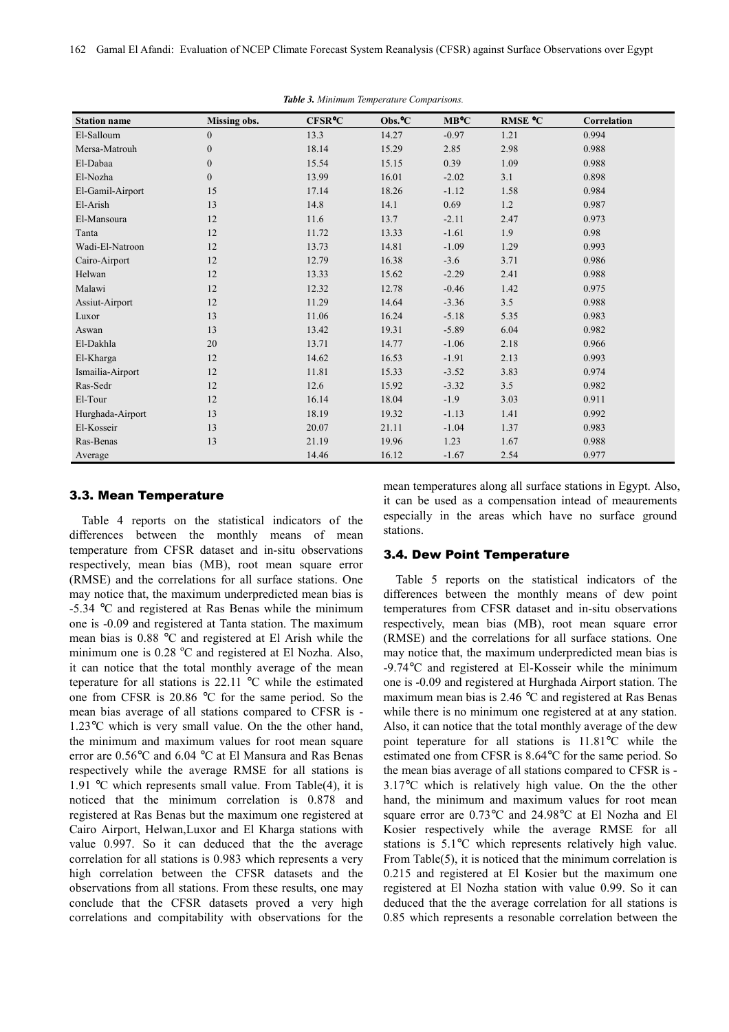***Table 3.*** *Minimum Temperature Comparisons.*

| Station name | Missing obs. | CFSR°C | Obs.°C | MB°C | RMSE °C | Correlation |
|---|---|---|---|---|---|---|
| El-Salloum | 0 | 13.3 | 14.27 | -0.97 | 1.21 | 0.994 |
| Mersa-Matrouh | 0 | 18.14 | 15.29 | 2.85 | 2.98 | 0.988 |
| El-Dabaa | 0 | 15.54 | 15.15 | 0.39 | 1.09 | 0.988 |
| El-Nozha | 0 | 13.99 | 16.01 | -2.02 | 3.1 | 0.898 |
| El-Gamil-Airport | 15 | 17.14 | 18.26 | -1.12 | 1.58 | 0.984 |
| El-Arish | 13 | 14.8 | 14.1 | 0.69 | 1.2 | 0.987 |
| El-Mansoura | 12 | 11.6 | 13.7 | -2.11 | 2.47 | 0.973 |
| Tanta | 12 | 11.72 | 13.33 | -1.61 | 1.9 | 0.98 |
| Wadi-El-Natroon | 12 | 13.73 | 14.81 | -1.09 | 1.29 | 0.993 |
| Cairo-Airport | 12 | 12.79 | 16.38 | -3.6 | 3.71 | 0.986 |
| Helwan | 12 | 13.33 | 15.62 | -2.29 | 2.41 | 0.988 |
| Malawi | 12 | 12.32 | 12.78 | -0.46 | 1.42 | 0.975 |
| Assiut-Airport | 12 | 11.29 | 14.64 | -3.36 | 3.5 | 0.988 |
| Luxor | 13 | 11.06 | 16.24 | -5.18 | 5.35 | 0.983 |
| Aswan | 13 | 13.42 | 19.31 | -5.89 | 6.04 | 0.982 |
| El-Dakhla | 20 | 13.71 | 14.77 | -1.06 | 2.18 | 0.966 |
| El-Kharga | 12 | 14.62 | 16.53 | -1.91 | 2.13 | 0.993 |
| Ismailia-Airport | 12 | 11.81 | 15.33 | -3.52 | 3.83 | 0.974 |
| Ras-Sedr | 12 | 12.6 | 15.92 | -3.32 | 3.5 | 0.982 |
| El-Tour | 12 | 16.14 | 18.04 | -1.9 | 3.03 | 0.911 |
| Hurghada-Airport | 13 | 18.19 | 19.32 | -1.13 | 1.41 | 0.992 |
| El-Kosseir | 13 | 20.07 | 21.11 | -1.04 | 1.37 | 0.983 |
| Ras-Benas | 13 | 21.19 | 19.96 | 1.23 | 1.67 | 0.988 |
| Average | | 14.46 | 16.12 | -1.67 | 2.54 | 0.977 |

### 3.3. Mean Temperature

Table 4 reports on the statistical indicators of the differences between the monthly means of mean temperature from CFSR dataset and in-situ observations respectively, mean bias (MB), root mean square error (RMSE) and the correlations for all surface stations. One may notice that, the maximum underpredicted mean bias is -5.34 ℃ and registered at Ras Benas while the minimum one is -0.09 and registered at Tanta station. The maximum mean bias is 0.88 ℃ and registered at El Arish while the minimum one is 0.28 °C and registered at El Nozha. Also, it can notice that the total monthly average of the mean teperature for all stations is 22.11 ℃ while the estimated one from CFSR is 20.86 ℃ for the same period. So the mean bias average of all stations compared to CFSR is -1.23℃ which is very small value. On the the other hand, the minimum and maximum values for root mean square error are 0.56℃ and 6.04 ℃ at El Mansura and Ras Benas respectively while the average RMSE for all stations is 1.91 ℃ which represents small value. From Table(4), it is noticed that the minimum correlation is 0.878 and registered at Ras Benas but the maximum one registered at Cairo Airport, Helwan,Luxor and El Kharga stations with value 0.997. So it can deduced that the the average correlation for all stations is 0.983 which represents a very high correlation between the CFSR datasets and the observations from all stations. From these results, one may conclude that the CFSR datasets proved a very high correlations and compitability with observations for the mean temperatures along all surface stations in Egypt. Also, it can be used as a compensation intead of meaurements especially in the areas which have no surface ground stations.

### 3.4. Dew Point Temperature

Table 5 reports on the statistical indicators of the differences between the monthly means of dew point temperatures from CFSR dataset and in-situ observations respectively, mean bias (MB), root mean square error (RMSE) and the correlations for all surface stations. One may notice that, the maximum underpredicted mean bias is -9.74℃ and registered at El-Kosseir while the minimum one is -0.09 and registered at Hurghada Airport station. The maximum mean bias is 2.46 ℃ and registered at Ras Benas while there is no minimum one registered at at any station. Also, it can notice that the total monthly average of the dew point teperature for all stations is 11.81℃ while the estimated one from CFSR is 8.64℃ for the same period. So the mean bias average of all stations compared to CFSR is -3.17℃ which is relatively high value. On the the other hand, the minimum and maximum values for root mean square error are 0.73℃ and 24.98℃ at El Nozha and El Kosier respectively while the average RMSE for all stations is 5.1℃ which represents relatively high value. From Table(5), it is noticed that the minimum correlation is 0.215 and registered at El Kosier but the maximum one registered at El Nozha station with value 0.99. So it can deduced that the the average correlation for all stations is 0.85 which represents a resonable correlation between the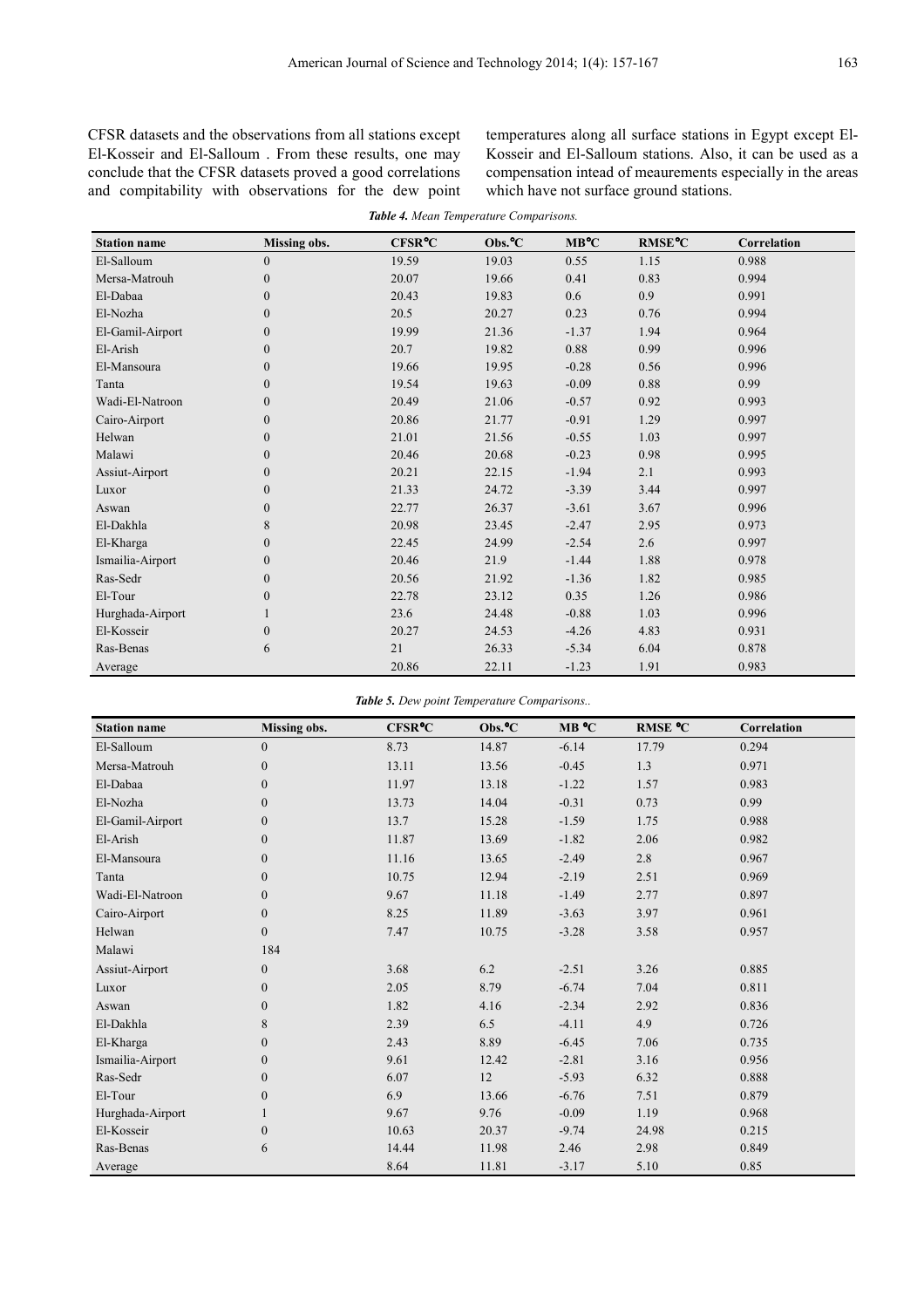CFSR datasets and the observations from all stations except El-Kosseir and El-Salloum . From these results, one may conclude that the CFSR datasets proved a good correlations and compitability with observations for the dew point temperatures along all surface stations in Egypt except El-Kosseir and El-Salloum stations. Also, it can be used as a compensation intead of meaurements especially in the areas which have not surface ground stations.

***Table 4.*** *Mean Temperature Comparisons.*

| Station name | Missing obs. | CFSR°C | Obs.°C | MB°C | RMSE°C | Correlation |
|---|---|---|---|---|---|---|
| El-Salloum | 0 | 19.59 | 19.03 | 0.55 | 1.15 | 0.988 |
| Mersa-Matrouh | 0 | 20.07 | 19.66 | 0.41 | 0.83 | 0.994 |
| El-Dabaa | 0 | 20.43 | 19.83 | 0.6 | 0.9 | 0.991 |
| El-Nozha | 0 | 20.5 | 20.27 | 0.23 | 0.76 | 0.994 |
| El-Gamil-Airport | 0 | 19.99 | 21.36 | -1.37 | 1.94 | 0.964 |
| El-Arish | 0 | 20.7 | 19.82 | 0.88 | 0.99 | 0.996 |
| El-Mansoura | 0 | 19.66 | 19.95 | -0.28 | 0.56 | 0.996 |
| Tanta | 0 | 19.54 | 19.63 | -0.09 | 0.88 | 0.99 |
| Wadi-El-Natroon | 0 | 20.49 | 21.06 | -0.57 | 0.92 | 0.993 |
| Cairo-Airport | 0 | 20.86 | 21.77 | -0.91 | 1.29 | 0.997 |
| Helwan | 0 | 21.01 | 21.56 | -0.55 | 1.03 | 0.997 |
| Malawi | 0 | 20.46 | 20.68 | -0.23 | 0.98 | 0.995 |
| Assiut-Airport | 0 | 20.21 | 22.15 | -1.94 | 2.1 | 0.993 |
| Luxor | 0 | 21.33 | 24.72 | -3.39 | 3.44 | 0.997 |
| Aswan | 0 | 22.77 | 26.37 | -3.61 | 3.67 | 0.996 |
| El-Dakhla | 8 | 20.98 | 23.45 | -2.47 | 2.95 | 0.973 |
| El-Kharga | 0 | 22.45 | 24.99 | -2.54 | 2.6 | 0.997 |
| Ismailia-Airport | 0 | 20.46 | 21.9 | -1.44 | 1.88 | 0.978 |
| Ras-Sedr | 0 | 20.56 | 21.92 | -1.36 | 1.82 | 0.985 |
| El-Tour | 0 | 22.78 | 23.12 | 0.35 | 1.26 | 0.986 |
| Hurghada-Airport | 1 | 23.6 | 24.48 | -0.88 | 1.03 | 0.996 |
| El-Kosseir | 0 | 20.27 | 24.53 | -4.26 | 4.83 | 0.931 |
| Ras-Benas | 6 | 21 | 26.33 | -5.34 | 6.04 | 0.878 |
| Average | | 20.86 | 22.11 | -1.23 | 1.91 | 0.983 |

***Table 5.*** *Dew point Temperature Comparisons..*

| Station name | Missing obs. | CFSR°C | Obs.°C | MB °C | RMSE °C | Correlation |
|---|---|---|---|---|---|---|
| El-Salloum | 0 | 8.73 | 14.87 | -6.14 | 17.79 | 0.294 |
| Mersa-Matrouh | 0 | 13.11 | 13.56 | -0.45 | 1.3 | 0.971 |
| El-Dabaa | 0 | 11.97 | 13.18 | -1.22 | 1.57 | 0.983 |
| El-Nozha | 0 | 13.73 | 14.04 | -0.31 | 0.73 | 0.99 |
| El-Gamil-Airport | 0 | 13.7 | 15.28 | -1.59 | 1.75 | 0.988 |
| El-Arish | 0 | 11.87 | 13.69 | -1.82 | 2.06 | 0.982 |
| El-Mansoura | 0 | 11.16 | 13.65 | -2.49 | 2.8 | 0.967 |
| Tanta | 0 | 10.75 | 12.94 | -2.19 | 2.51 | 0.969 |
| Wadi-El-Natroon | 0 | 9.67 | 11.18 | -1.49 | 2.77 | 0.897 |
| Cairo-Airport | 0 | 8.25 | 11.89 | -3.63 | 3.97 | 0.961 |
| Helwan | 0 | 7.47 | 10.75 | -3.28 | 3.58 | 0.957 |
| Malawi | 184 | | | | | |
| Assiut-Airport | 0 | 3.68 | 6.2 | -2.51 | 3.26 | 0.885 |
| Luxor | 0 | 2.05 | 8.79 | -6.74 | 7.04 | 0.811 |
| Aswan | 0 | 1.82 | 4.16 | -2.34 | 2.92 | 0.836 |
| El-Dakhla | 8 | 2.39 | 6.5 | -4.11 | 4.9 | 0.726 |
| El-Kharga | 0 | 2.43 | 8.89 | -6.45 | 7.06 | 0.735 |
| Ismailia-Airport | 0 | 9.61 | 12.42 | -2.81 | 3.16 | 0.956 |
| Ras-Sedr | 0 | 6.07 | 12 | -5.93 | 6.32 | 0.888 |
| El-Tour | 0 | 6.9 | 13.66 | -6.76 | 7.51 | 0.879 |
| Hurghada-Airport | 1 | 9.67 | 9.76 | -0.09 | 1.19 | 0.968 |
| El-Kosseir | 0 | 10.63 | 20.37 | -9.74 | 24.98 | 0.215 |
| Ras-Benas | 6 | 14.44 | 11.98 | 2.46 | 2.98 | 0.849 |
| Average | | 8.64 | 11.81 | -3.17 | 5.10 | 0.85 |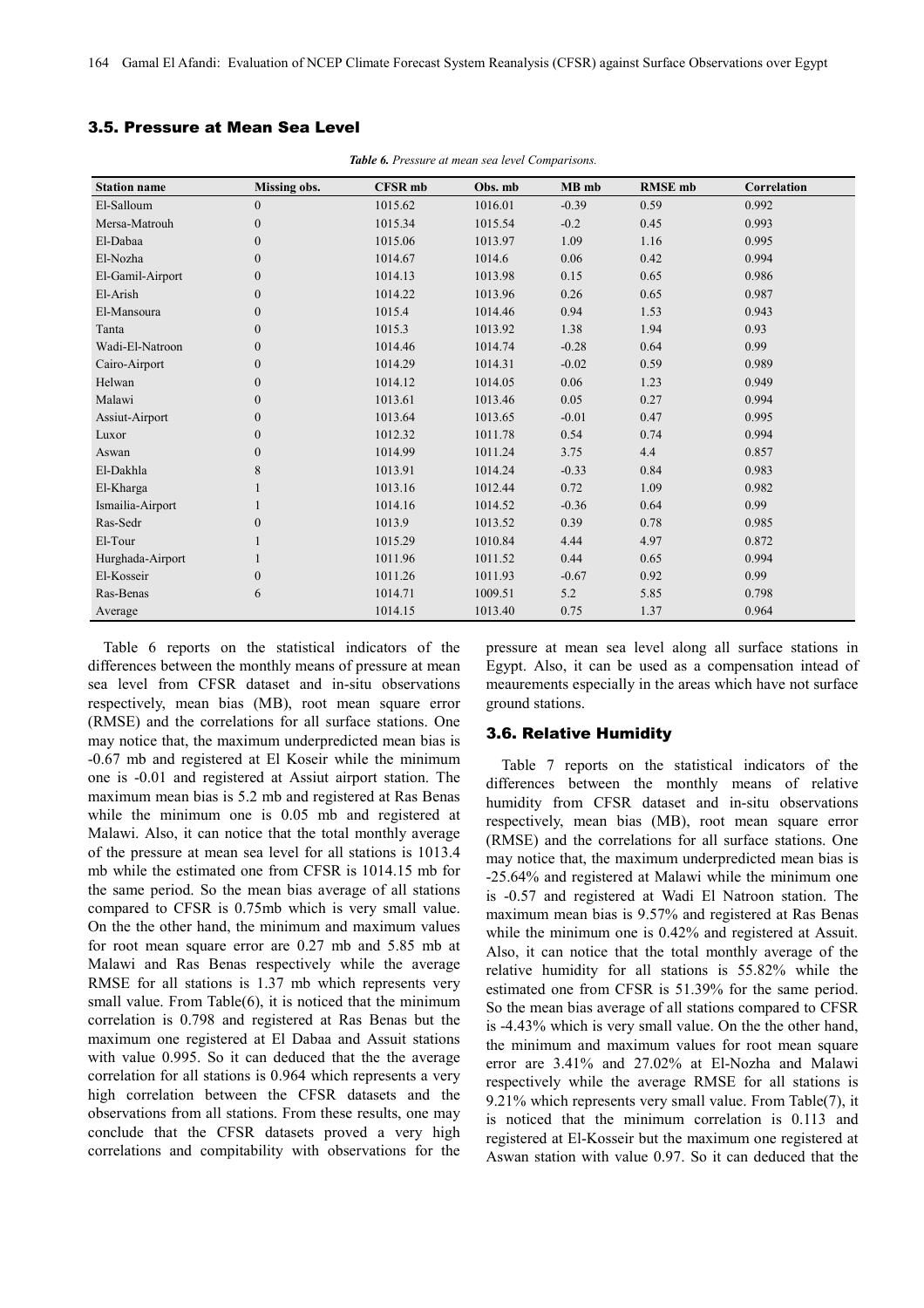### 3.5. Pressure at Mean Sea Level

***Table 6.*** *Pressure at mean sea level Comparisons.*

| Station name | Missing obs. | CFSR mb | Obs. mb | MB mb | RMSE mb | Correlation |
|---|---|---|---|---|---|---|
| El-Salloum | 0 | 1015.62 | 1016.01 | -0.39 | 0.59 | 0.992 |
| Mersa-Matrouh | 0 | 1015.34 | 1015.54 | -0.2 | 0.45 | 0.993 |
| El-Dabaa | 0 | 1015.06 | 1013.97 | 1.09 | 1.16 | 0.995 |
| El-Nozha | 0 | 1014.67 | 1014.6 | 0.06 | 0.42 | 0.994 |
| El-Gamil-Airport | 0 | 1014.13 | 1013.98 | 0.15 | 0.65 | 0.986 |
| El-Arish | 0 | 1014.22 | 1013.96 | 0.26 | 0.65 | 0.987 |
| El-Mansoura | 0 | 1015.4 | 1014.46 | 0.94 | 1.53 | 0.943 |
| Tanta | 0 | 1015.3 | 1013.92 | 1.38 | 1.94 | 0.93 |
| Wadi-El-Natroon | 0 | 1014.46 | 1014.74 | -0.28 | 0.64 | 0.99 |
| Cairo-Airport | 0 | 1014.29 | 1014.31 | -0.02 | 0.59 | 0.989 |
| Helwan | 0 | 1014.12 | 1014.05 | 0.06 | 1.23 | 0.949 |
| Malawi | 0 | 1013.61 | 1013.46 | 0.05 | 0.27 | 0.994 |
| Assiut-Airport | 0 | 1013.64 | 1013.65 | -0.01 | 0.47 | 0.995 |
| Luxor | 0 | 1012.32 | 1011.78 | 0.54 | 0.74 | 0.994 |
| Aswan | 0 | 1014.99 | 1011.24 | 3.75 | 4.4 | 0.857 |
| El-Dakhla | 8 | 1013.91 | 1014.24 | -0.33 | 0.84 | 0.983 |
| El-Kharga | 1 | 1013.16 | 1012.44 | 0.72 | 1.09 | 0.982 |
| Ismailia-Airport | 1 | 1014.16 | 1014.52 | -0.36 | 0.64 | 0.99 |
| Ras-Sedr | 0 | 1013.9 | 1013.52 | 0.39 | 0.78 | 0.985 |
| El-Tour | 1 | 1015.29 | 1010.84 | 4.44 | 4.97 | 0.872 |
| Hurghada-Airport | 1 | 1011.96 | 1011.52 | 0.44 | 0.65 | 0.994 |
| El-Kosseir | 0 | 1011.26 | 1011.93 | -0.67 | 0.92 | 0.99 |
| Ras-Benas | 6 | 1014.71 | 1009.51 | 5.2 | 5.85 | 0.798 |
| Average | | 1014.15 | 1013.40 | 0.75 | 1.37 | 0.964 |

Table 6 reports on the statistical indicators of the differences between the monthly means of pressure at mean sea level from CFSR dataset and in-situ observations respectively, mean bias (MB), root mean square error (RMSE) and the correlations for all surface stations. One may notice that, the maximum underpredicted mean bias is -0.67 mb and registered at El Koseir while the minimum one is -0.01 and registered at Assiut airport station. The maximum mean bias is 5.2 mb and registered at Ras Benas while the minimum one is 0.05 mb and registered at Malawi. Also, it can notice that the total monthly average of the pressure at mean sea level for all stations is 1013.4 mb while the estimated one from CFSR is 1014.15 mb for the same period. So the mean bias average of all stations compared to CFSR is 0.75mb which is very small value. On the the other hand, the minimum and maximum values for root mean square error are 0.27 mb and 5.85 mb at Malawi and Ras Benas respectively while the average RMSE for all stations is 1.37 mb which represents very small value. From Table(6), it is noticed that the minimum correlation is 0.798 and registered at Ras Benas but the maximum one registered at El Dabaa and Assuit stations with value 0.995. So it can deduced that the average correlation for all stations is 0.964 which represents a very high correlation between the CFSR datasets and the observations from all stations. From these results, one may conclude that the CFSR datasets proved a very high correlations and compitability with observations for the pressure at mean sea level along all surface stations in Egypt. Also, it can be used as a compensation intead of meaurements especially in the areas which have not surface ground stations.

### 3.6. Relative Humidity

Table 7 reports on the statistical indicators of the differences between the monthly means of relative humidity from CFSR dataset and in-situ observations respectively, mean bias (MB), root mean square error (RMSE) and the correlations for all surface stations. One may notice that, the maximum underpredicted mean bias is -25.64% and registered at Malawi while the minimum one is -0.57 and registered at Wadi El Natroon station. The maximum mean bias is 9.57% and registered at Ras Benas while the minimum one is 0.42% and registered at Assuit. Also, it can notice that the total monthly average of the relative humidity for all stations is 55.82% while the estimated one from CFSR is 51.39% for the same period. So the mean bias average of all stations compared to CFSR is -4.43% which is very small value. On the the other hand, the minimum and maximum values for root mean square error are 3.41% and 27.02% at El-Nozha and Malawi respectively while the average RMSE for all stations is 9.21% which represents very small value. From Table(7), it is noticed that the minimum correlation is 0.113 and registered at El-Kosseir but the maximum one registered at Aswan station with value 0.97. So it can deduced that the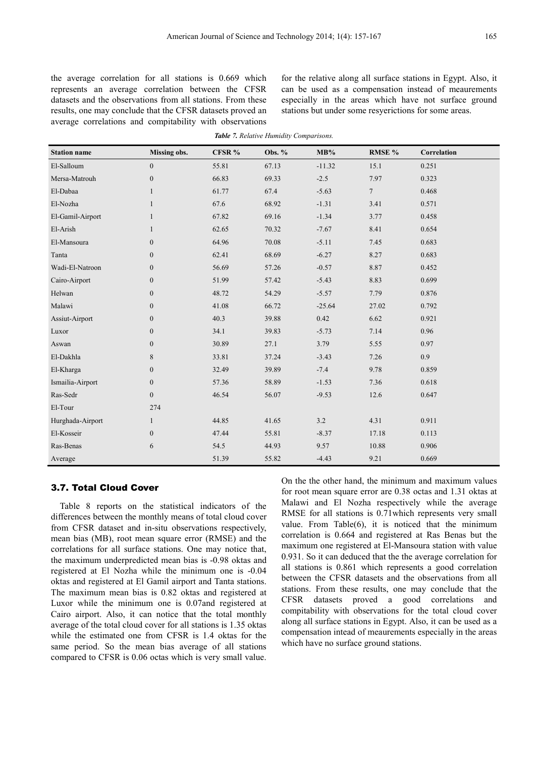the average correlation for all stations is 0.669 which represents an average correlation between the CFSR datasets and the observations from all stations. From these results, one may conclude that the CFSR datasets proved an average correlations and compitability with observations for the relative along all surface stations in Egypt. Also, it can be used as a compensation instead of meaurements especially in the areas which have not surface ground stations but under some resyerictions for some areas.

***Table 7.** Relative Humidity Comparisons.*

| Station name | Missing obs. | CFSR % | Obs. % | MB% | RMSE % | Correlation |
|---|---|---|---|---|---|---|
| El-Salloum | 0 | 55.81 | 67.13 | -11.32 | 15.1 | 0.251 |
| Mersa-Matrouh | 0 | 66.83 | 69.33 | -2.5 | 7.97 | 0.323 |
| El-Dabaa | 1 | 61.77 | 67.4 | -5.63 | 7 | 0.468 |
| El-Nozha | 1 | 67.6 | 68.92 | -1.31 | 3.41 | 0.571 |
| El-Gamil-Airport | 1 | 67.82 | 69.16 | -1.34 | 3.77 | 0.458 |
| El-Arish | 1 | 62.65 | 70.32 | -7.67 | 8.41 | 0.654 |
| El-Mansoura | 0 | 64.96 | 70.08 | -5.11 | 7.45 | 0.683 |
| Tanta | 0 | 62.41 | 68.69 | -6.27 | 8.27 | 0.683 |
| Wadi-El-Natroon | 0 | 56.69 | 57.26 | -0.57 | 8.87 | 0.452 |
| Cairo-Airport | 0 | 51.99 | 57.42 | -5.43 | 8.83 | 0.699 |
| Helwan | 0 | 48.72 | 54.29 | -5.57 | 7.79 | 0.876 |
| Malawi | 0 | 41.08 | 66.72 | -25.64 | 27.02 | 0.792 |
| Assiut-Airport | 0 | 40.3 | 39.88 | 0.42 | 6.62 | 0.921 |
| Luxor | 0 | 34.1 | 39.83 | -5.73 | 7.14 | 0.96 |
| Aswan | 0 | 30.89 | 27.1 | 3.79 | 5.55 | 0.97 |
| El-Dakhla | 8 | 33.81 | 37.24 | -3.43 | 7.26 | 0.9 |
| El-Kharga | 0 | 32.49 | 39.89 | -7.4 | 9.78 | 0.859 |
| Ismailia-Airport | 0 | 57.36 | 58.89 | -1.53 | 7.36 | 0.618 |
| Ras-Sedr | 0 | 46.54 | 56.07 | -9.53 | 12.6 | 0.647 |
| El-Tour | 274 | | | | | |
| Hurghada-Airport | 1 | 44.85 | 41.65 | 3.2 | 4.31 | 0.911 |
| El-Kosseir | 0 | 47.44 | 55.81 | -8.37 | 17.18 | 0.113 |
| Ras-Benas | 6 | 54.5 | 44.93 | 9.57 | 10.88 | 0.906 |
| Average | | 51.39 | 55.82 | -4.43 | 9.21 | 0.669 |

### 3.7. Total Cloud Cover

Table 8 reports on the statistical indicators of the differences between the monthly means of total cloud cover from CFSR dataset and in-situ observations respectively, mean bias (MB), root mean square error (RMSE) and the correlations for all surface stations. One may notice that, the maximum underpredicted mean bias is -0.98 oktas and registered at El Nozha while the minimum one is -0.04 oktas and registered at El Gamil airport and Tanta stations. The maximum mean bias is 0.82 oktas and registered at Luxor while the minimum one is 0.07and registered at Cairo airport. Also, it can notice that the total monthly average of the total cloud cover for all stations is 1.35 oktas while the estimated one from CFSR is 1.4 oktas for the same period. So the mean bias average of all stations compared to CFSR is 0.06 octas which is very small value. On the the other hand, the minimum and maximum values for root mean square error are 0.38 octas and 1.31 oktas at Malawi and El Nozha respectively while the average RMSE for all stations is 0.71which represents very small value. From Table(6), it is noticed that the minimum correlation is 0.664 and registered at Ras Benas but the maximum one registered at El-Mansoura station with value 0.931. So it can deduced that the the average correlation for all stations is 0.861 which represents a good correlation between the CFSR datasets and the observations from all stations. From these results, one may conclude that the CFSR datasets proved a good correlations and compitability with observations for the total cloud cover along all surface stations in Egypt. Also, it can be used as a compensation intead of meaurements especially in the areas which have no surface ground stations.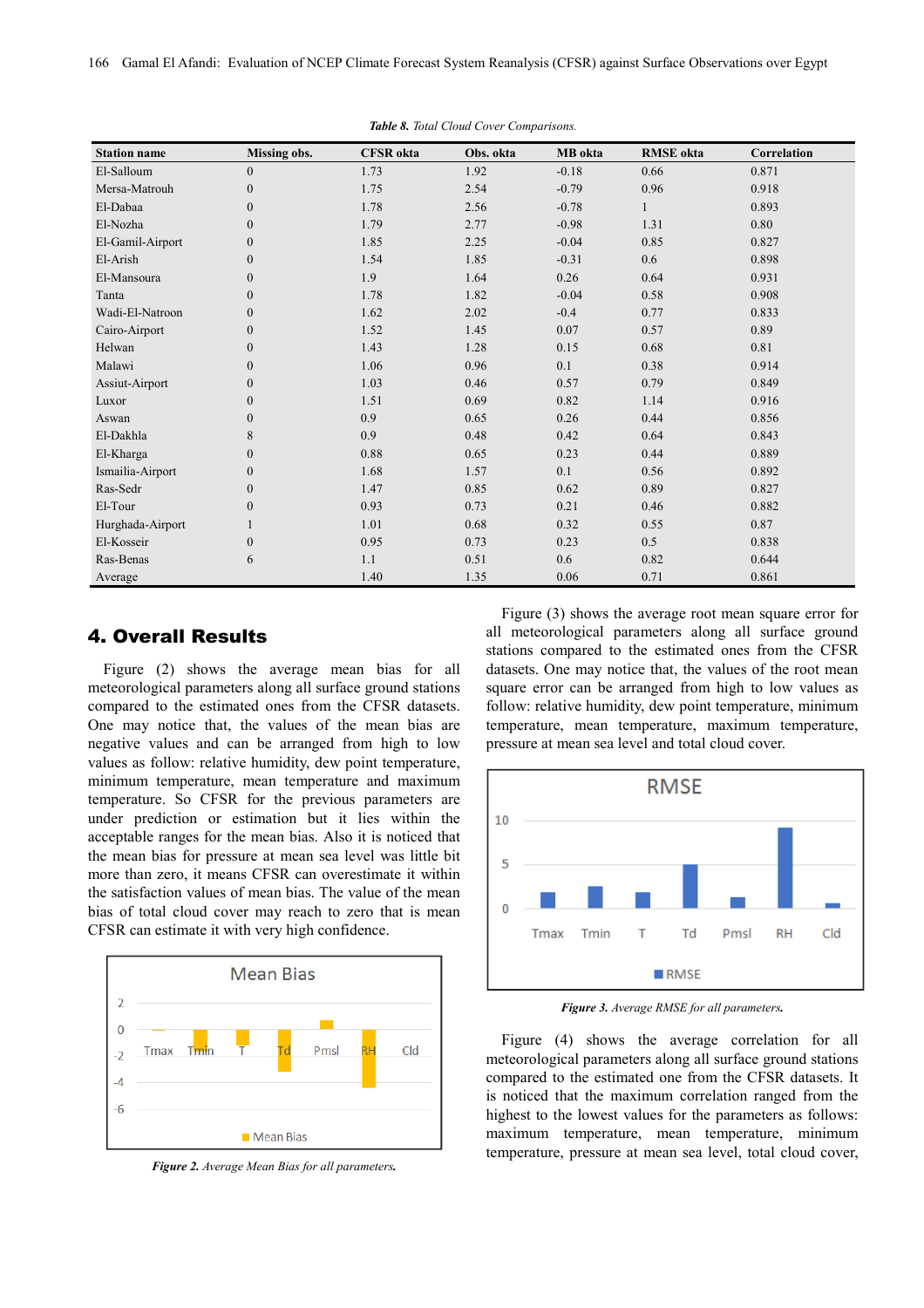*Table 8. Total Cloud Cover Comparisons.*

| Station name | Missing obs. | CFSR okta | Obs. okta | MB okta | RMSE okta | Correlation |
|---|---|---|---|---|---|---|
| El-Salloum | 0 | 1.73 | 1.92 | -0.18 | 0.66 | 0.871 |
| Mersa-Matrouh | 0 | 1.75 | 2.54 | -0.79 | 0.96 | 0.918 |
| El-Dabaa | 0 | 1.78 | 2.56 | -0.78 | 1 | 0.893 |
| El-Nozha | 0 | 1.79 | 2.77 | -0.98 | 1.31 | 0.80 |
| El-Gamil-Airport | 0 | 1.85 | 2.25 | -0.04 | 0.85 | 0.827 |
| El-Arish | 0 | 1.54 | 1.85 | -0.31 | 0.6 | 0.898 |
| El-Mansoura | 0 | 1.9 | 1.64 | 0.26 | 0.64 | 0.931 |
| Tanta | 0 | 1.78 | 1.82 | -0.04 | 0.58 | 0.908 |
| Wadi-El-Natroon | 0 | 1.62 | 2.02 | -0.4 | 0.77 | 0.833 |
| Cairo-Airport | 0 | 1.52 | 1.45 | 0.07 | 0.57 | 0.89 |
| Helwan | 0 | 1.43 | 1.28 | 0.15 | 0.68 | 0.81 |
| Malawi | 0 | 1.06 | 0.96 | 0.1 | 0.38 | 0.914 |
| Assiut-Airport | 0 | 1.03 | 0.46 | 0.57 | 0.79 | 0.849 |
| Luxor | 0 | 1.51 | 0.69 | 0.82 | 1.14 | 0.916 |
| Aswan | 0 | 0.9 | 0.65 | 0.26 | 0.44 | 0.856 |
| El-Dakhla | 8 | 0.9 | 0.48 | 0.42 | 0.64 | 0.843 |
| El-Kharga | 0 | 0.88 | 0.65 | 0.23 | 0.44 | 0.889 |
| Ismailia-Airport | 0 | 1.68 | 1.57 | 0.1 | 0.56 | 0.892 |
| Ras-Sedr | 0 | 1.47 | 0.85 | 0.62 | 0.89 | 0.827 |
| El-Tour | 0 | 0.93 | 0.73 | 0.21 | 0.46 | 0.882 |
| Hurghada-Airport | 1 | 1.01 | 0.68 | 0.32 | 0.55 | 0.87 |
| El-Kosseir | 0 | 0.95 | 0.73 | 0.23 | 0.5 | 0.838 |
| Ras-Benas | 6 | 1.1 | 0.51 | 0.6 | 0.82 | 0.644 |
| Average | | 1.40 | 1.35 | 0.06 | 0.71 | 0.861 |

## 4. Overall Results

Figure (2) shows the average mean bias for all meteorological parameters along all surface ground stations compared to the estimated ones from the CFSR datasets. One may notice that, the values of the mean bias are negative values and can be arranged from high to low values as follow: relative humidity, dew point temperature, minimum temperature, mean temperature and maximum temperature. So CFSR for the previous parameters are under prediction or estimation but it lies within the acceptable ranges for the mean bias. Also it is noticed that the mean bias for pressure at mean sea level was little bit more than zero, it means CFSR can overestimate it within the satisfaction values of mean bias. The value of the mean bias of total cloud cover may reach to zero that is mean CFSR can estimate it with very high confidence.

*Figure 2. Average Mean Bias for all parameters.*

Figure (3) shows the average root mean square error for all meteorological parameters along all surface ground stations compared to the estimated ones from the CFSR datasets. One may notice that, the values of the root mean square error can be arranged from high to low values as follow: relative humidity, dew point temperature, minimum temperature, mean temperature, maximum temperature, pressure at mean sea level and total cloud cover.

*Figure 3. Average RMSE for all parameters.*

Figure (4) shows the average correlation for all meteorological parameters along all surface ground stations compared to the estimated one from the CFSR datasets. It is noticed that the maximum correlation ranged from the highest to the lowest values for the parameters as follows: maximum temperature, mean temperature, minimum temperature, pressure at mean sea level, total cloud cover,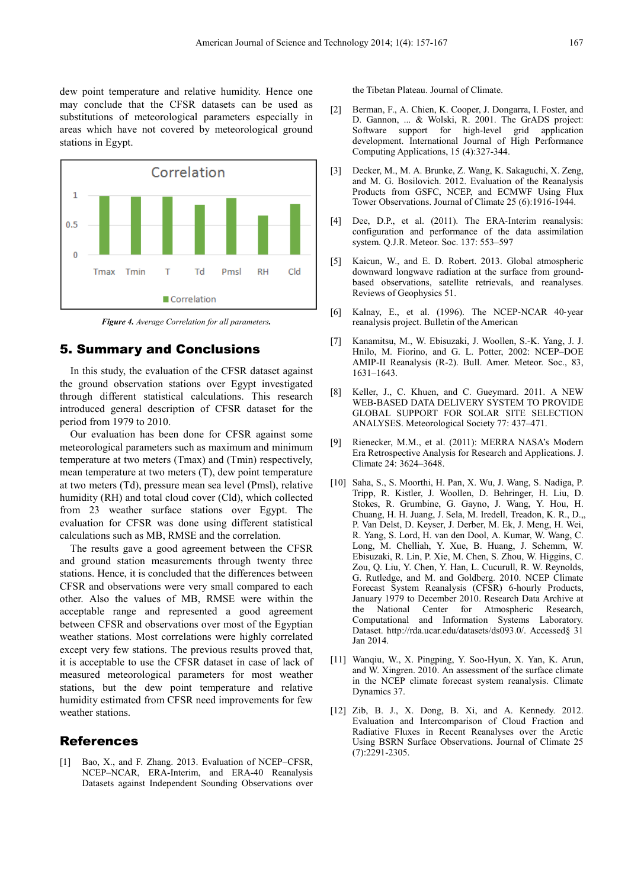dew point temperature and relative humidity. Hence one may conclude that the CFSR datasets can be used as substitutions of meteorological parameters especially in areas which have not covered by meteorological ground stations in Egypt.

Correlation

1

0.5

0

Tmax Tmin T Td Pmsl RH Cld

Correlation

*Figure 4. Average Correlation for all parameters.*

## 5. Summary and Conclusions

In this study, the evaluation of the CFSR dataset against the ground observation stations over Egypt investigated through different statistical calculations. This research introduced general description of CFSR dataset for the period from 1979 to 2010.

Our evaluation has been done for CFSR against some meteorological parameters such as maximum and minimum temperature at two meters (Tmax) and (Tmin) respectively, mean temperature at two meters (T), dew point temperature at two meters (Td), pressure mean sea level (Pmsl), relative humidity (RH) and total cloud cover (Cld), which collected from 23 weather surface stations over Egypt. The evaluation for CFSR was done using different statistical calculations such as MB, RMSE and the correlation.

The results gave a good agreement between the CFSR and ground station measurements through twenty three stations. Hence, it is concluded that the differences between CFSR and observations were very small compared to each other. Also the values of MB, RMSE were within the acceptable range and represented a good agreement between CFSR and observations over most of the Egyptian weather stations. Most correlations were highly correlated except very few stations. The previous results proved that, it is acceptable to use the CFSR dataset in case of lack of measured meteorological parameters for most weather stations, but the dew point temperature and relative humidity estimated from CFSR need improvements for few weather stations.

## References

[1] Bao, X., and F. Zhang. 2013. Evaluation of NCEP–CFSR, NCEP–NCAR, ERA-Interim, and ERA-40 Reanalysis Datasets against Independent Sounding Observations over the Tibetan Plateau. Journal of Climate.

[2] Berman, F., A. Chien, K. Cooper, J. Dongarra, I. Foster, and D. Gannon, ... & Wolski, R. 2001. The GrADS project: Software support for high-level grid application development. International Journal of High Performance Computing Applications, 15 (4):327-344.

[3] Decker, M., M. A. Brunke, Z. Wang, K. Sakaguchi, X. Zeng, and M. G. Bosilovich. 2012. Evaluation of the Reanalysis Products from GSFC, NCEP, and ECMWF Using Flux Tower Observations. Journal of Climate 25 (6):1916-1944.

[4] Dee, D.P., et al. (2011). The ERA-Interim reanalysis: configuration and performance of the data assimilation system. Q.J.R. Meteor. Soc. 137: 553–597

[5] Kaicun, W., and E. D. Robert. 2013. Global atmospheric downward longwave radiation at the surface from ground-based observations, satellite retrievals, and reanalyses. Reviews of Geophysics 51.

[6] Kalnay, E., et al. (1996). The NCEP-NCAR 40-year reanalysis project. Bulletin of the American

[7] Kanamitsu, M., W. Ebisuzaki, J. Woollen, S.-K. Yang, J. J. Hnilo, M. Fiorino, and G. L. Potter, 2002: NCEP–DOE AMIP-II Reanalysis (R-2). Bull. Amer. Meteor. Soc., 83, 1631–1643.

[8] Keller, J., C. Khuen, and C. Gueymard. 2011. A NEW WEB-BASED DATA DELIVERY SYSTEM TO PROVIDE GLOBAL SUPPORT FOR SOLAR SITE SELECTION ANALYSES. Meteorological Society 77: 437–471.

[9] Rienecker, M.M., et al. (2011): MERRA NASA's Modern Era Retrospective Analysis for Research and Applications. J. Climate 24: 3624–3648.

[10] Saha, S., S. Moorthi, H. Pan, X. Wu, J. Wang, S. Nadiga, P. Tripp, R. Kistler, J. Woollen, D. Behringer, H. Liu, D. Stokes, R. Grumbine, G. Gayno, J. Wang, Y. Hou, H. Chuang, H. H. Juang, J. Sela, M. Iredell, Treadon, K. R., D.,, P. Van Delst, D. Keyser, J. Derber, M. Ek, J. Meng, H. Wei, R. Yang, S. Lord, H. van den Dool, A. Kumar, W. Wang, C. Long, M. Chelliah, Y. Xue, B. Huang, J. Schemm, W. Ebisuzaki, R. Lin, P. Xie, M. Chen, S. Zhou, W. Higgins, C. Zou, Q. Liu, Y. Chen, Y. Han, L. Cucurull, R. W. Reynolds, G. Rutledge, and M. and Goldberg. 2010. NCEP Climate Forecast System Reanalysis (CFSR) 6-hourly Products, January 1979 to December 2010. Research Data Archive at the National Center for Atmospheric Research, Computational and Information Systems Laboratory. Dataset. http://rda.ucar.edu/datasets/ds093.0/. Accessed§ 31 Jan 2014.

[11] Wanqiu, W., X. Pingping, Y. Soo-Hyun, X. Yan, K. Arun, and W. Xingren. 2010. An assessment of the surface climate in the NCEP climate forecast system reanalysis. Climate Dynamics 37.

[12] Zib, B. J., X. Dong, B. Xi, and A. Kennedy. 2012. Evaluation and Intercomparison of Cloud Fraction and Radiative Fluxes in Recent Reanalyses over the Arctic Using BSRN Surface Observations. Journal of Climate 25 (7):2291-2305.